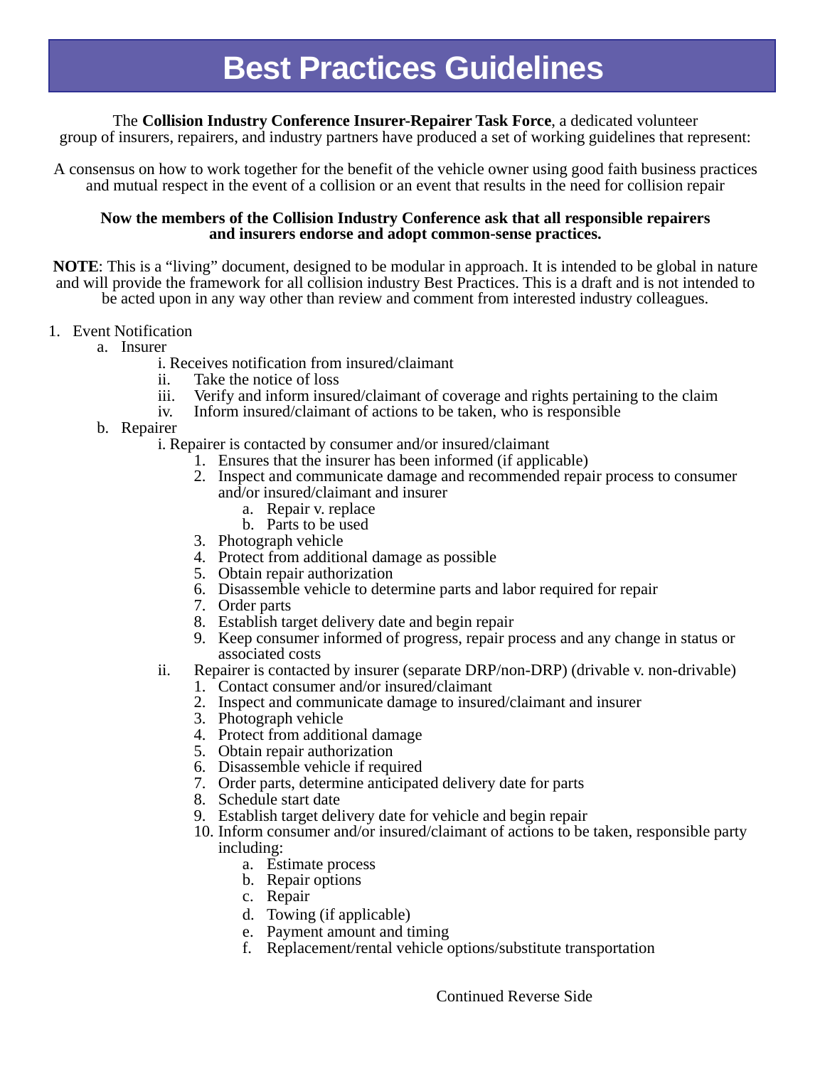# Best Practices Guidelines

The **Collision Industry Conference Insurer-Repairer Task Force**, a dedicated volunteer group of insurers, repairers, and industry partners have produced a set of working guidelines that represent:

A consensus on how to work together for the benefit of the vehicle owner using good faith business practices and mutual respect in the event of a collision or an event that results in the need for collision repair

**Now the members of the Collision Industry Conference ask that all responsible repairers and insurers endorse and adopt common-sense practices.**

**NOTE**: This is a "living" document, designed to be modular in approach. It is intended to be global in nature and will provide the framework for all collision industry Best Practices. This is a draft and is not intended to be acted upon in any way other than review and comment from interested industry colleagues.

1. Event Notification
   a. Insurer
      i. Receives notification from insured/claimant
      ii. Take the notice of loss
      iii. Verify and inform insured/claimant of coverage and rights pertaining to the claim
      iv. Inform insured/claimant of actions to be taken, who is responsible
   b. Repairer
      i. Repairer is contacted by consumer and/or insured/claimant
         1. Ensures that the insurer has been informed (if applicable)
         2. Inspect and communicate damage and recommended repair process to consumer and/or insured/claimant and insurer
            a. Repair v. replace
            b. Parts to be used
         3. Photograph vehicle
         4. Protect from additional damage as possible
         5. Obtain repair authorization
         6. Disassemble vehicle to determine parts and labor required for repair
         7. Order parts
         8. Establish target delivery date and begin repair
         9. Keep consumer informed of progress, repair process and any change in status or associated costs
      ii. Repairer is contacted by insurer (separate DRP/non-DRP) (drivable v. non-drivable)
         1. Contact consumer and/or insured/claimant
         2. Inspect and communicate damage to insured/claimant and insurer
         3. Photograph vehicle
         4. Protect from additional damage
         5. Obtain repair authorization
         6. Disassemble vehicle if required
         7. Order parts, determine anticipated delivery date for parts
         8. Schedule start date
         9. Establish target delivery date for vehicle and begin repair
         10. Inform consumer and/or insured/claimant of actions to be taken, responsible party including:
            a. Estimate process
            b. Repair options
            c. Repair
            d. Towing (if applicable)
            e. Payment amount and timing
            f. Replacement/rental vehicle options/substitute transportation

Continued Reverse Side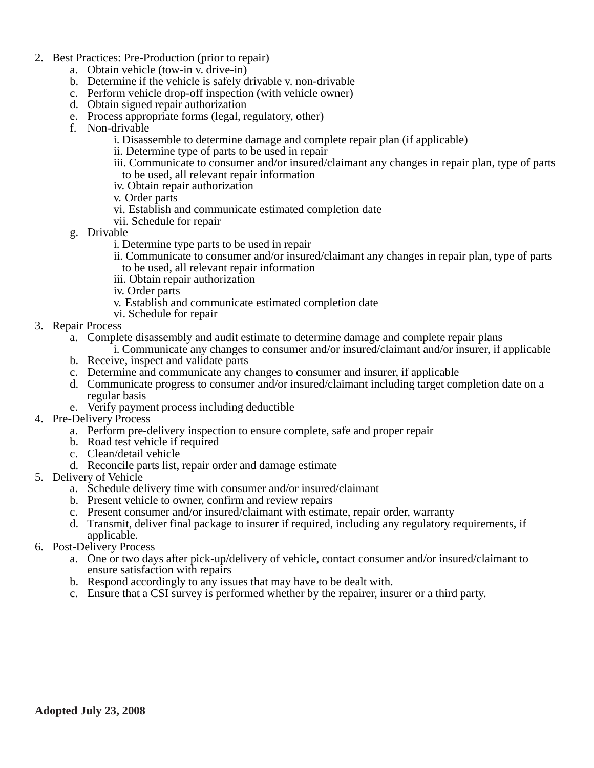2. Best Practices: Pre-Production (prior to repair)
    a. Obtain vehicle (tow-in v. drive-in)
    b. Determine if the vehicle is safely drivable v. non-drivable
    c. Perform vehicle drop-off inspection (with vehicle owner)
    d. Obtain signed repair authorization
    e. Process appropriate forms (legal, regulatory, other)
    f. Non-drivable
        i. Disassemble to determine damage and complete repair plan (if applicable)
        ii. Determine type of parts to be used in repair
        iii. Communicate to consumer and/or insured/claimant any changes in repair plan, type of parts to be used, all relevant repair information
        iv. Obtain repair authorization
        v. Order parts
        vi. Establish and communicate estimated completion date
        vii. Schedule for repair
    g. Drivable
        i. Determine type parts to be used in repair
        ii. Communicate to consumer and/or insured/claimant any changes in repair plan, type of parts to be used, all relevant repair information
        iii. Obtain repair authorization
        iv. Order parts
        v. Establish and communicate estimated completion date
        vi. Schedule for repair
3. Repair Process
    a. Complete disassembly and audit estimate to determine damage and complete repair plans
        i. Communicate any changes to consumer and/or insured/claimant and/or insurer, if applicable
    b. Receive, inspect and validate parts
    c. Determine and communicate any changes to consumer and insurer, if applicable
    d. Communicate progress to consumer and/or insured/claimant including target completion date on a regular basis
    e. Verify payment process including deductible
4. Pre-Delivery Process
    a. Perform pre-delivery inspection to ensure complete, safe and proper repair
    b. Road test vehicle if required
    c. Clean/detail vehicle
    d. Reconcile parts list, repair order and damage estimate
5. Delivery of Vehicle
    a. Schedule delivery time with consumer and/or insured/claimant
    b. Present vehicle to owner, confirm and review repairs
    c. Present consumer and/or insured/claimant with estimate, repair order, warranty
    d. Transmit, deliver final package to insurer if required, including any regulatory requirements, if applicable.
6. Post-Delivery Process
    a. One or two days after pick-up/delivery of vehicle, contact consumer and/or insured/claimant to ensure satisfaction with repairs
    b. Respond accordingly to any issues that may have to be dealt with.
    c. Ensure that a CSI survey is performed whether by the repairer, insurer or a third party.

**Adopted July 23, 2008**